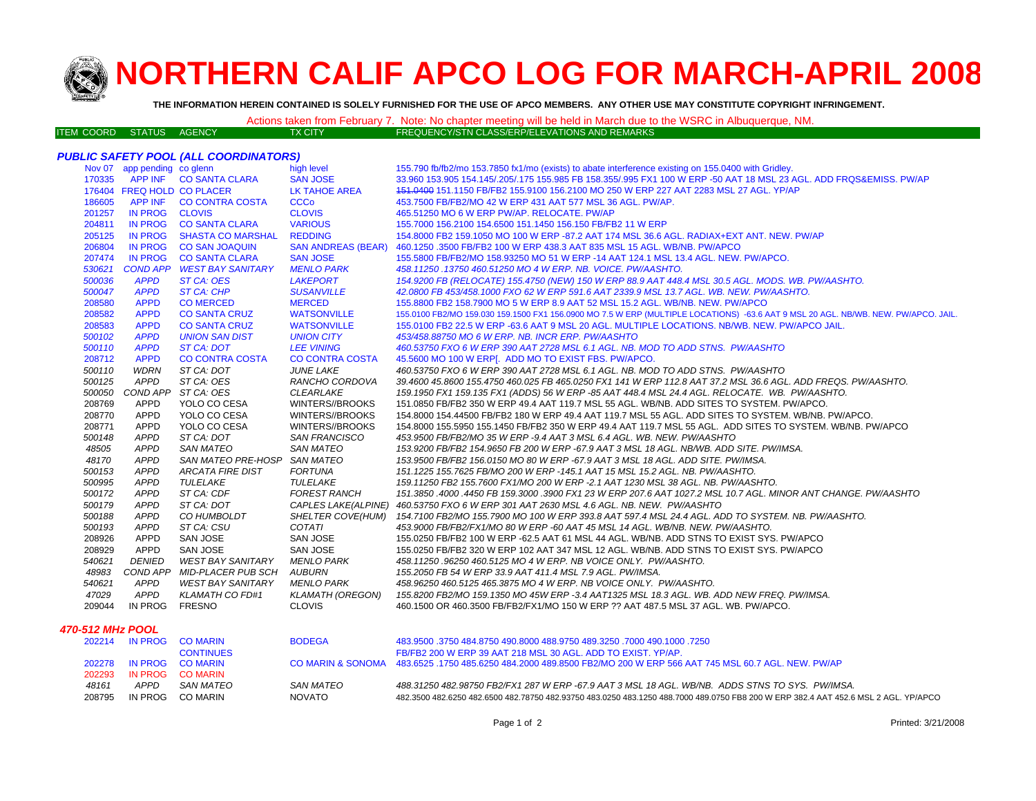# NORTHERN CALIF APCO LOG FOR MARCH-APRIL 2008

**THE INFORMATION HEREIN CONTAINED IS SOLELY FURNISHED FOR THE USE OF APCO MEMBERS. ANY OTHER USE MAY CONSTITUTE COPYRIGHT INFRINGEMENT.**

Actions taken from February 7. Note: No chapter meeting will be held in March due to the WSRC in Albuquerque, NM.

| ITEM COORD | STATUS | AGENCY | TX CITY | FREQUENCY/STN CLASS/ERP/ELEVATIONS AND REMARKS |
|---|---|---|---|---|
| ***PUBLIC SAFETY POOL (ALL COORDINATORS)*** | | | | |
| Nov 07 | app pending | co glenn | high level | 155.790 fb/fb2/mo 153.7850 fx1/mo (exists) to abate interference existing on 155.0400 with Gridley. |
| 170335 | APP INF | CO SANTA CLARA | SAN JOSE | 33.960 153.905 154.145/.205/.175 155.985 FB 158.355/.995 FX1 100 W ERP -50 AAT 18 MSL 23 AGL. ADD FRQS&EMISS. PW/AP |
| 176404 | FREQ HOLD | CO PLACER | LK TAHOE AREA | ~~151.0400~~ 151.1150 FB/FB2 155.9100 156.2100 MO 250 W ERP 227 AAT 2283 MSL 27 AGL. YP/AP |
| 186605 | APP INF | CO CONTRA COSTA | CCCo | 453.7500 FB/FB2/MO 42 W ERP 431 AAT 577 MSL 36 AGL. PW/AP. |
| 201257 | IN PROG | CLOVIS | CLOVIS | 465.51250 MO 6 W ERP PW/AP. RELOCATE. PW/AP |
| 204811 | IN PROG | CO SANTA CLARA | VARIOUS | 155.7000 156.2100 154.6500 151.1450 156.150 FB/FB2 11 W ERP |
| 205125 | IN PROG | SHASTA CO MARSHAL | REDDING | 154.8000 FB2 159.1050 MO 100 W ERP -87.2 AAT 174 MSL 36.6 AGL. RADIAX+EXT ANT. NEW. PW/AP |
| 206804 | IN PROG | CO SAN JOAQUIN | SAN ANDREAS (BEAR) | 460.1250 .3500 FB/FB2 100 W ERP 438.3 AAT 835 MSL 15 AGL. WB/NB. PW/APCO |
| 207474 | IN PROG | CO SANTA CLARA | SAN JOSE | 155.5800 FB/FB2/MO 158.93250 MO 51 W ERP -14 AAT 124.1 MSL 13.4 AGL. NEW. PW/APCO. |
| *530621* | *COND APP* | *WEST BAY SANITARY* | *MENLO PARK* | *458.11250 .13750 460.51250 MO 4 W ERP. NB. VOICE. PW/AASHTO.* |
| *500036* | *APPD* | *ST CA: OES* | *LAKEPORT* | *154.9200 FB (RELOCATE) 155.4750 (NEW) 150 W ERP 88.9 AAT 448.4 MSL 30.5 AGL. MODS. WB. PW/AASHTO.* |
| *500047* | *APPD* | *ST CA: CHP* | *SUSANVILLE* | *42.0800 FB 453/458.1000 FXO 62 W ERP 591.6 AAT 2339.9 MSL 13.7 AGL. WB. NEW. PW/AASHTO.* |
| 208580 | APPD | CO MERCED | MERCED | 155.8800 FB2 158.7900 MO 5 W ERP 8.9 AAT 52 MSL 15.2 AGL. WB/NB. NEW. PW/APCO |
| 208582 | APPD | CO SANTA CRUZ | WATSONVILLE | 155.0100 FB2/MO 159.030 159.1500 FX1 156.0900 MO 7.5 W ERP (MULTIPLE LOCATIONS) -63.6 AAT 9 MSL 20 AGL. NB/WB. NEW. PW/APCO. JAIL. |
| 208583 | APPD | CO SANTA CRUZ | WATSONVILLE | 155.0100 FB2 22.5 W ERP -63.6 AAT 9 MSL 20 AGL. MULTIPLE LOCATIONS. NB/WB. NEW. PW/APCO JAIL. |
| *500102* | *APPD* | *UNION SAN DIST* | *UNION CITY* | *453/458.88750 MO 6 W ERP. NB. INCR ERP. PW/AASHTO* |
| *500110* | *APPD* | *ST CA: DOT* | *LEE VINING* | *460.53750 FXO 6 W ERP 390 AAT 2728 MSL 6.1 AGL. NB. MOD TO ADD STNS. PW/AASHTO* |
| 208712 | APPD | CO CONTRA COSTA | CO CONTRA COSTA | 45.5600 MO 100 W ERP[. ADD MO TO EXIST FBS. PW/APCO. |
| *500110* | *WDRN* | *ST CA: DOT* | *JUNE LAKE* | *460.53750 FXO 6 W ERP 390 AAT 2728 MSL 6.1 AGL. NB. MOD TO ADD STNS. PW/AASHTO* |
| *500125* | *APPD* | *ST CA: OES* | *RANCHO CORDOVA* | *39.4600 45.8600 155.4750 460.025 FB 465.0250 FX1 141 W ERP 112.8 AAT 37.2 MSL 36.6 AGL. ADD FREQS. PW/AASHTO.* |
| *500050* | *COND APP* | *ST CA: OES* | *CLEARLAKE* | *159.1950 FX1 159.135 FX1 (ADDS) 56 W ERP -85 AAT 448.4 MSL 24.4 AGL. RELOCATE. WB. PW/AASHTO.* |
| 208769 | APPD | YOLO CO CESA | WINTERS//BROOKS | 151.0850 FB/FB2 350 W ERP 49.4 AAT 119.7 MSL 55 AGL. WB/NB. ADD SITES TO SYSTEM. PW/APCO. |
| 208770 | APPD | YOLO CO CESA | WINTERS//BROOKS | 154.8000 154.44500 FB/FB2 180 W ERP 49.4 AAT 119.7 MSL 55 AGL. ADD SITES TO SYSTEM. WB/NB. PW/APCO. |
| 208771 | APPD | YOLO CO CESA | WINTERS//BROOKS | 154.8000 155.5950 155.1450 FB/FB2 350 W ERP 49.4 AAT 119.7 MSL 55 AGL. ADD SITES TO SYSTEM. WB/NB. PW/APCO |
| *500148* | *APPD* | *ST CA: DOT* | *SAN FRANCISCO* | *453.9500 FB/FB2/MO 35 W ERP -9.4 AAT 3 MSL 6.4 AGL. WB. NEW. PW/AASHTO* |
| *48505* | *APPD* | *SAN MATEO* | *SAN MATEO* | *153.9200 FB/FB2 154.9650 FB 200 W ERP -67.9 AAT 3 MSL 18 AGL. NB/WB. ADD SITE. PW/IMSA.* |
| *48170* | *APPD* | *SAN MATEO PRE-HOSP* | *SAN MATEO* | *153.9500 FB/FB2 156.0150 MO 80 W ERP -67.9 AAT 3 MSL 18 AGL. ADD SITE. PW/IMSA.* |
| *500153* | *APPD* | *ARCATA FIRE DIST* | *FORTUNA* | *151.1225 155.7625 FB/MO 200 W ERP -145.1 AAT 15 MSL 15.2 AGL. NB. PW/AASHTO.* |
| *500995* | *APPD* | *TULELAKE* | *TULELAKE* | *159.11250 FB2 155.7600 FX1/MO 200 W ERP -2.1 AAT 1230 MSL 38 AGL. NB. PW/AASHTO.* |
| *500172* | *APPD* | *ST CA: CDF* | *FOREST RANCH* | *151.3850 .4000 .4450 FB 159.3000 .3900 FX1 23 W ERP 207.6 AAT 1027.2 MSL 10.7 AGL. MINOR ANT CHANGE. PW/AASHTO* |
| *500179* | *APPD* | *ST CA: DOT* | *CAPLES LAKE(ALPINE)* | *460.53750 FXO 6 W ERP 301 AAT 2630 MSL 4.6 AGL. NB. NEW. PW/AASHTO* |
| *500188* | *APPD* | *CO HUMBOLDT* | *SHELTER COVE(HUM)* | *154.7100 FB2/MO 155.7900 MO 100 W ERP 393.8 AAT 597.4 MSL 24.4 AGL. ADD TO SYSTEM. NB. PW/AASHTO.* |
| *500193* | *APPD* | *ST CA: CSU* | *COTATI* | *453.9000 FB/FB2/FX1/MO 80 W ERP -60 AAT 45 MSL 14 AGL. WB/NB. NEW. PW/AASHTO.* |
| 208926 | APPD | SAN JOSE | SAN JOSE | 155.0250 FB/FB2 100 W ERP -62.5 AAT 61 MSL 44 AGL. WB/NB. ADD STNS TO EXIST SYS. PW/APCO |
| 208929 | APPD | SAN JOSE | SAN JOSE | 155.0250 FB/FB2 320 W ERP 102 AAT 347 MSL 12 AGL. WB/NB. ADD STNS TO EXIST SYS. PW/APCO |
| *540621* | *DENIED* | *WEST BAY SANITARY* | *MENLO PARK* | *458.11250 .96250 460.5125 MO 4 W ERP. NB VOICE ONLY. PW/AASHTO.* |
| *48983* | *COND APP* | *MID-PLACER PUB SCH* | *AUBURN* | *155.2050 FB 54 W ERP 33.9 AAT 411.4 MSL 7.9 AGL. PW/IMSA.* |
| *540621* | *APPD* | *WEST BAY SANITARY* | *MENLO PARK* | *458.96250 460.5125 465.3875 MO 4 W ERP. NB VOICE ONLY. PW/AASHTO.* |
| *47029* | *APPD* | *KLAMATH CO FD#1* | *KLAMATH (OREGON)* | *155.8200 FB2/MO 159.1350 MO 45W ERP -3.4 AAT1325 MSL 18.3 AGL. WB. ADD NEW FREQ. PW/IMSA.* |
| 209044 | IN PROG | FRESNO | CLOVIS | 460.1500 OR 460.3500 FB/FB2/FX1/MO 150 W ERP ?? AAT 487.5 MSL 37 AGL. WB. PW/APCO. |
| ***470-512 MHz POOL*** | | | | |
| 202214 | IN PROG | CO MARIN | BODEGA | 483.9500 .3750 484.8750 490.8000 488.9750 489.3250 .7000 490.1000 .7250 |
| | | CONTINUES | | FB/FB2 200 W ERP 39 AAT 218 MSL 30 AGL. ADD TO EXIST. YP/AP. |
| 202278 | IN PROG | CO MARIN | CO MARIN & SONOMA | 483.6525 .1750 485.6250 484.2000 489.8500 FB2/MO 200 W ERP 566 AAT 745 MSL 60.7 AGL. NEW. PW/AP |
| 202293 | IN PROG | CO MARIN | | |
| *48161* | *APPD* | *SAN MATEO* | *SAN MATEO* | *488.31250 482.98750 FB2/FX1 287 W ERP -67.9 AAT 3 MSL 18 AGL. WB/NB. ADDS STNS TO SYS. PW/IMSA.* |
| 208795 | IN PROG | CO MARIN | NOVATO | 482.3500 482.6250 482.6500 482.78750 482.93750 483.0250 483.1250 488.7000 489.0750 FB8 200 W ERP 382.4 AAT 452.6 MSL 2 AGL. YP/APCO |

Printed: 3/21/2008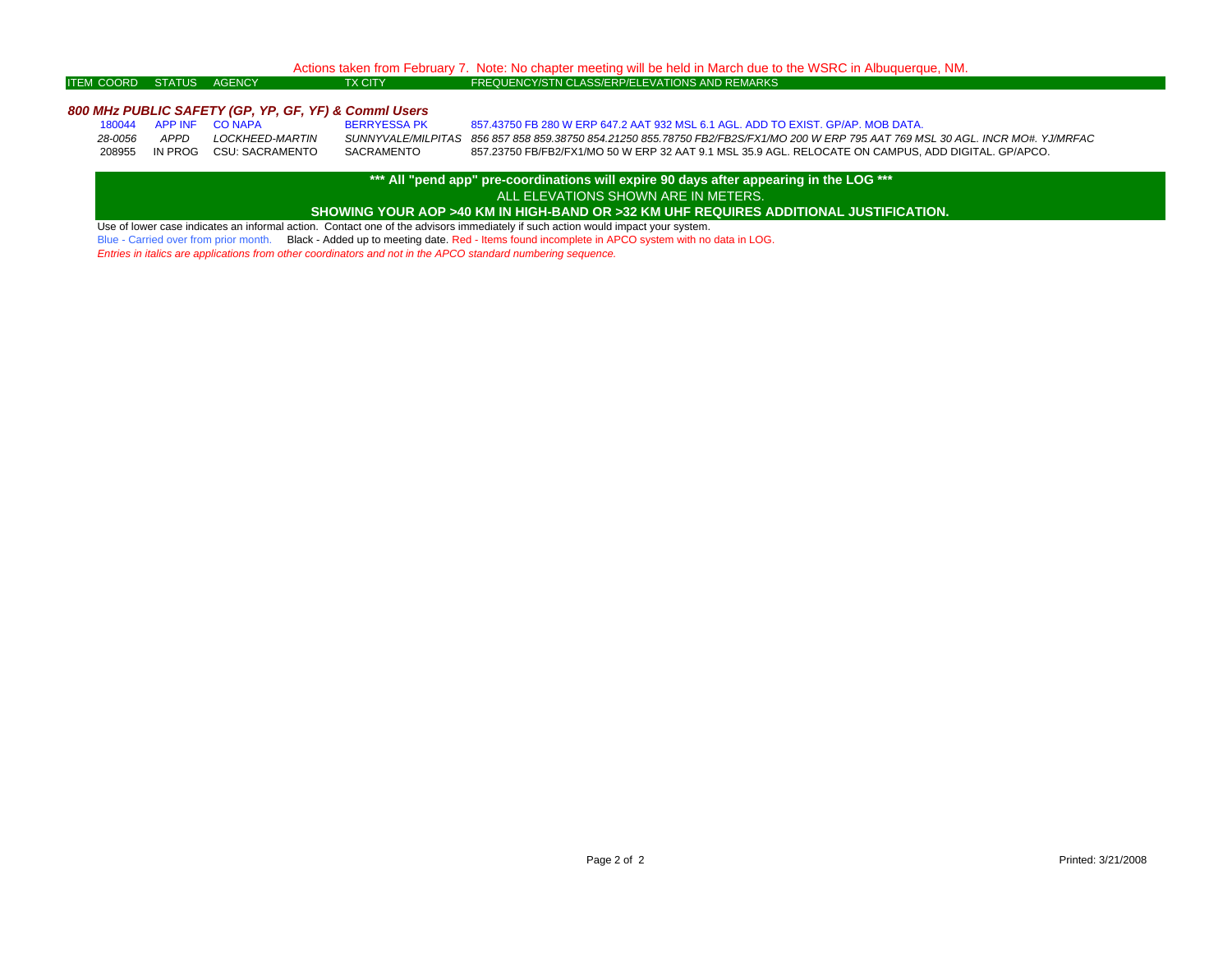Actions taken from February 7. Note: No chapter meeting will be held in March due to the WSRC in Albuquerque, NM.

| ITEM COORD | STATUS | AGENCY | TX CITY | FREQUENCY/STN CLASS/ERP/ELEVATIONS AND REMARKS |
|---|---|---|---|---|
| ***800 MHz PUBLIC SAFETY (GP, YP, GF, YF) & Comml Users*** | | | | |
| 180044 | APP INF | CO NAPA | BERRYESSA PK | 857.43750 FB 280 W ERP 647.2 AAT 932 MSL 6.1 AGL. ADD TO EXIST. GP/AP. MOB DATA. |
| *28-0056* | *APPD* | *LOCKHEED-MARTIN* | *SUNNYVALE/MILPITAS* | *856 857 858 859.38750 854.21250 855.78750 FB2/FB2S/FX1/MO 200 W ERP 795 AAT 769 MSL 30 AGL. INCR MO#. YJ/MRFAC* |
| 208955 | IN PROG | CSU: SACRAMENTO | SACRAMENTO | 857.23750 FB/FB2/FX1/MO 50 W ERP 32 AAT 9.1 MSL 35.9 AGL. RELOCATE ON CAMPUS, ADD DIGITAL. GP/APCO. |

**\*\*\* All "pend app" pre-coordinations will expire 90 days after appearing in the LOG \*\*\***

ALL ELEVATIONS SHOWN ARE IN METERS.

**SHOWING YOUR AOP >40 KM IN HIGH-BAND OR >32 KM UHF REQUIRES ADDITIONAL JUSTIFICATION.**

Use of lower case indicates an informal action. Contact one of the advisors immediately if such action would impact your system.

Blue - Carried over from prior month. Black - Added up to meeting date. Red - Items found incomplete in APCO system with no data in LOG.

*Entries in italics are applications from other coordinators and not in the APCO standard numbering sequence.*

Printed: 3/21/2008